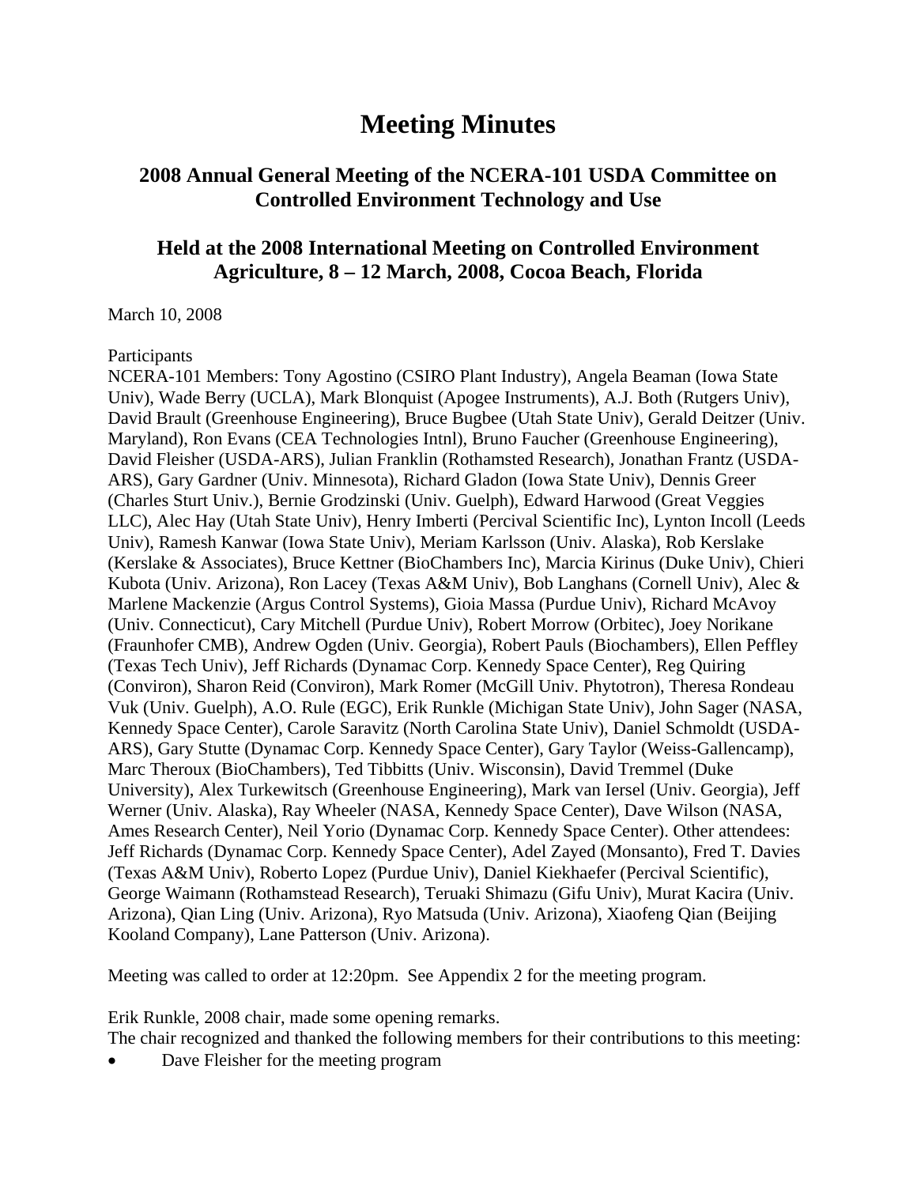# Meeting Minutes

## 2008 Annual General Meeting of the NCERA-101 USDA Committee on Controlled Environment Technology and Use

## Held at the 2008 International Meeting on Controlled Environment Agriculture, 8 – 12 March, 2008, Cocoa Beach, Florida

March 10, 2008

Participants

NCERA-101 Members: Tony Agostino (CSIRO Plant Industry), Angela Beaman (Iowa State Univ), Wade Berry (UCLA), Mark Blonquist (Apogee Instruments), A.J. Both (Rutgers Univ), David Brault (Greenhouse Engineering), Bruce Bugbee (Utah State Univ), Gerald Deitzer (Univ. Maryland), Ron Evans (CEA Technologies Intntl), Bruno Faucher (Greenhouse Engineering), David Fleisher (USDA-ARS), Julian Franklin (Rothamsted Research), Jonathan Frantz (USDA-ARS), Gary Gardner (Univ. Minnesota), Richard Gladon (Iowa State Univ), Dennis Greer (Charles Sturt Univ.), Bernie Grodzinski (Univ. Guelph), Edward Harwood (Great Veggies LLC), Alec Hay (Utah State Univ), Henry Imberti (Percival Scientific Inc), Lynton Incoll (Leeds Univ), Ramesh Kanwar (Iowa State Univ), Meriam Karlsson (Univ. Alaska), Rob Kerslake (Kerslake & Associates), Bruce Kettner (BioChambers Inc), Marcia Kirinus (Duke Univ), Chieri Kubota (Univ. Arizona), Ron Lacey (Texas A&M Univ), Bob Langhans (Cornell Univ), Alec & Marlene Mackenzie (Argus Control Systems), Gioia Massa (Purdue Univ), Richard McAvoy (Univ. Connecticut), Cary Mitchell (Purdue Univ), Robert Morrow (Orbitec), Joey Norikane (Fraunhofer CMB), Andrew Ogden (Univ. Georgia), Robert Pauls (Biochambers), Ellen Peffley (Texas Tech Univ), Jeff Richards (Dynamac Corp. Kennedy Space Center), Reg Quiring (Conviron), Sharon Reid (Conviron), Mark Romer (McGill Univ. Phytotron), Theresa Rondeau Vuk (Univ. Guelph), A.O. Rule (EGC), Erik Runkle (Michigan State Univ), John Sager (NASA, Kennedy Space Center), Carole Saravitz (North Carolina State Univ), Daniel Schmoldt (USDA-ARS), Gary Stutte (Dynamac Corp. Kennedy Space Center), Gary Taylor (Weiss-Gallencamp), Marc Theroux (BioChambers), Ted Tibbitts (Univ. Wisconsin), David Tremmel (Duke University), Alex Turkewitsch (Greenhouse Engineering), Mark van Iersel (Univ. Georgia), Jeff Werner (Univ. Alaska), Ray Wheeler (NASA, Kennedy Space Center), Dave Wilson (NASA, Ames Research Center), Neil Yorio (Dynamac Corp. Kennedy Space Center). Other attendees: Jeff Richards (Dynamac Corp. Kennedy Space Center), Adel Zayed (Monsanto), Fred T. Davies (Texas A&M Univ), Roberto Lopez (Purdue Univ), Daniel Kiekhaefer (Percival Scientific), George Waimann (Rothamstead Research), Teruaki Shimazu (Gifu Univ), Murat Kacira (Univ. Arizona), Qian Ling (Univ. Arizona), Ryo Matsuda (Univ. Arizona), Xiaofeng Qian (Beijing Kooland Company), Lane Patterson (Univ. Arizona).

Meeting was called to order at 12:20pm. See Appendix 2 for the meeting program.

Erik Runkle, 2008 chair, made some opening remarks.
The chair recognized and thanked the following members for their contributions to this meeting:

- Dave Fleisher for the meeting program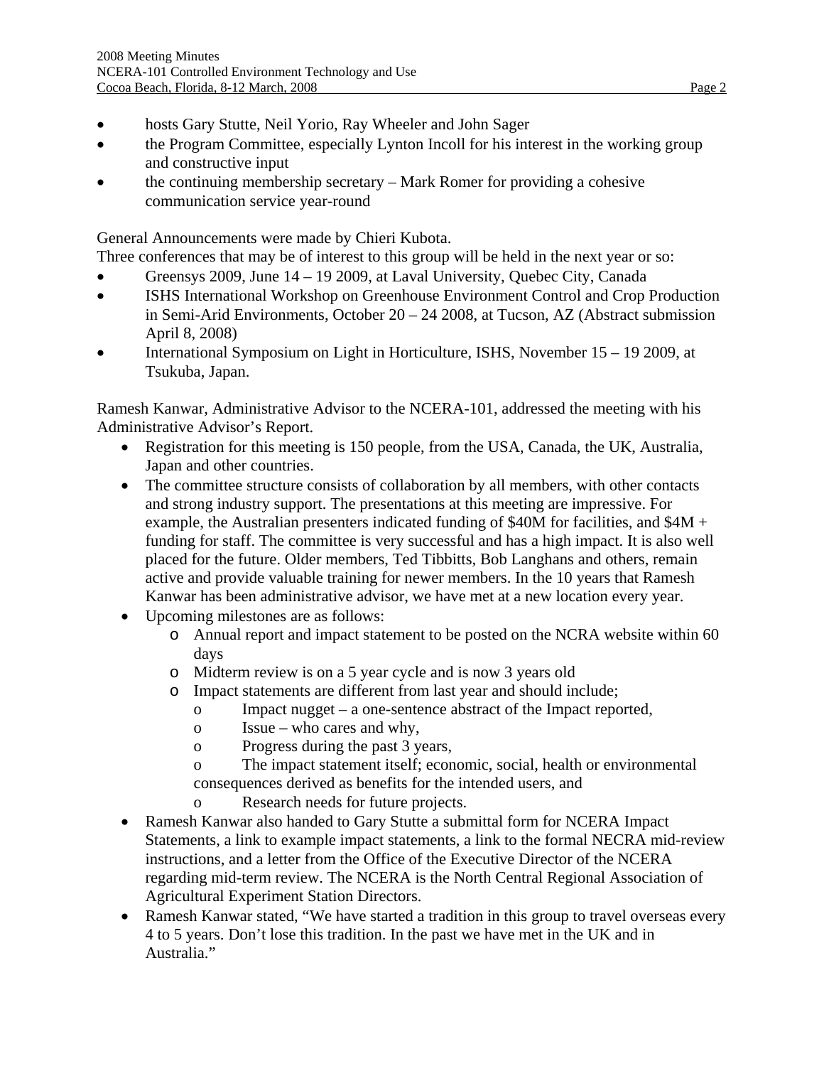- hosts Gary Stutte, Neil Yorio, Ray Wheeler and John Sager
- the Program Committee, especially Lynton Incoll for his interest in the working group and constructive input
- the continuing membership secretary – Mark Romer for providing a cohesive communication service year-round

General Announcements were made by Chieri Kubota.
Three conferences that may be of interest to this group will be held in the next year or so:

- Greensys 2009, June 14 – 19 2009, at Laval University, Quebec City, Canada
- ISHS International Workshop on Greenhouse Environment Control and Crop Production in Semi-Arid Environments, October 20 – 24 2008, at Tucson, AZ (Abstract submission April 8, 2008)
- International Symposium on Light in Horticulture, ISHS, November 15 – 19 2009, at Tsukuba, Japan.

Ramesh Kanwar, Administrative Advisor to the NCERA-101, addressed the meeting with his Administrative Advisor's Report.

- Registration for this meeting is 150 people, from the USA, Canada, the UK, Australia, Japan and other countries.
- The committee structure consists of collaboration by all members, with other contacts and strong industry support. The presentations at this meeting are impressive. For example, the Australian presenters indicated funding of $40M for facilities, and $4M + funding for staff. The committee is very successful and has a high impact. It is also well placed for the future. Older members, Ted Tibbitts, Bob Langhans and others, remain active and provide valuable training for newer members. In the 10 years that Ramesh Kanwar has been administrative advisor, we have met at a new location every year.
- Upcoming milestones are as follows:
  - Annual report and impact statement to be posted on the NCRA website within 60 days
  - Midterm review is on a 5 year cycle and is now 3 years old
  - Impact statements are different from last year and should include;
    - Impact nugget – a one-sentence abstract of the Impact reported,
    - Issue – who cares and why,
    - Progress during the past 3 years,
    - The impact statement itself; economic, social, health or environmental consequences derived as benefits for the intended users, and
    - Research needs for future projects.
- Ramesh Kanwar also handed to Gary Stutte a submittal form for NCERA Impact Statements, a link to example impact statements, a link to the formal NECRA mid-review instructions, and a letter from the Office of the Executive Director of the NCERA regarding mid-term review. The NCERA is the North Central Regional Association of Agricultural Experiment Station Directors.
- Ramesh Kanwar stated, "We have started a tradition in this group to travel overseas every 4 to 5 years. Don't lose this tradition. In the past we have met in the UK and in Australia."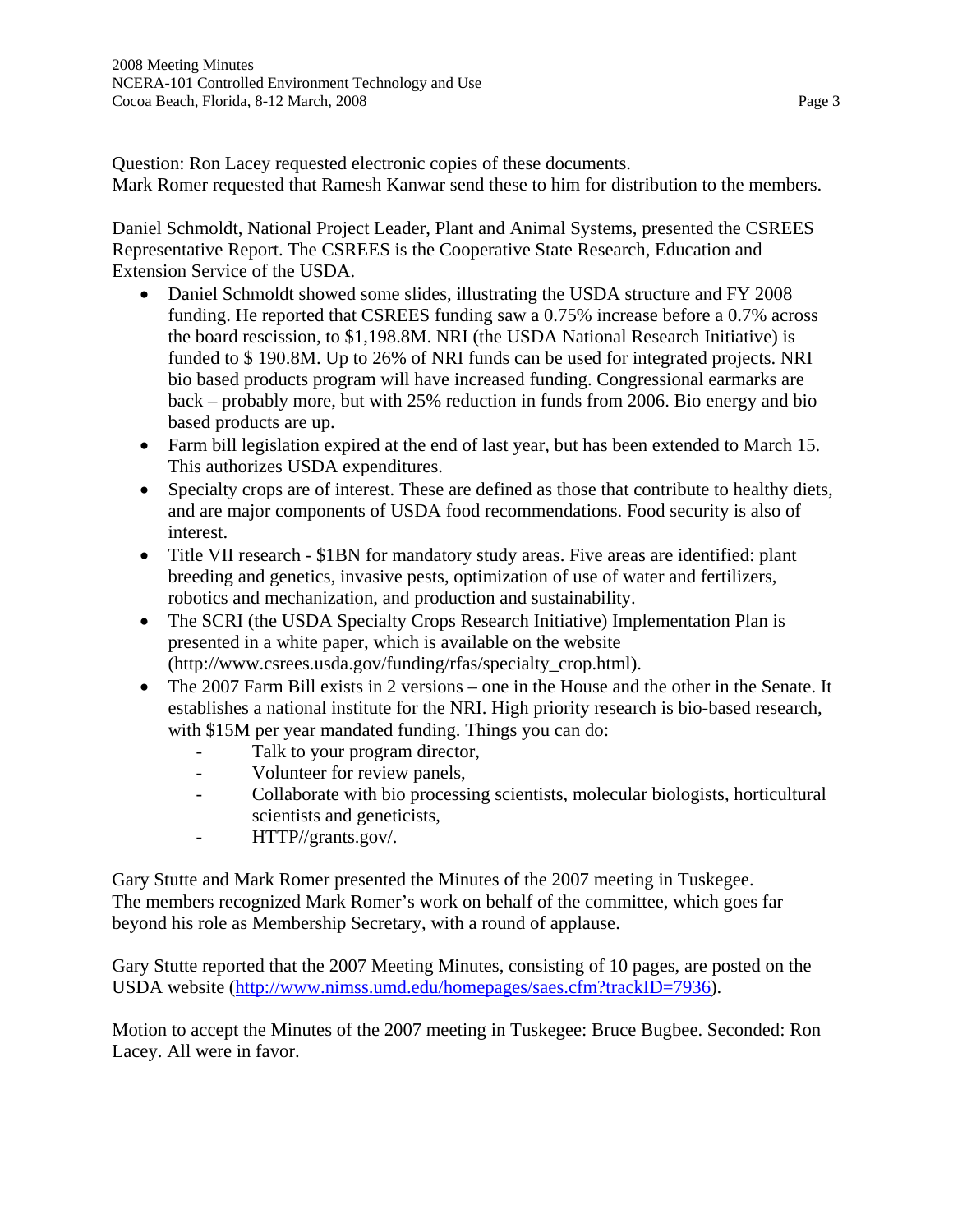Question: Ron Lacey requested electronic copies of these documents.
Mark Romer requested that Ramesh Kanwar send these to him for distribution to the members.

Daniel Schmoldt, National Project Leader, Plant and Animal Systems, presented the CSREES Representative Report. The CSREES is the Cooperative State Research, Education and Extension Service of the USDA.

- Daniel Schmoldt showed some slides, illustrating the USDA structure and FY 2008 funding. He reported that CSREES funding saw a 0.75% increase before a 0.7% across the board rescission, to $1,198.8M. NRI (the USDA National Research Initiative) is funded to $ 190.8M. Up to 26% of NRI funds can be used for integrated projects. NRI bio based products program will have increased funding. Congressional earmarks are back – probably more, but with 25% reduction in funds from 2006. Bio energy and bio based products are up.
- Farm bill legislation expired at the end of last year, but has been extended to March 15. This authorizes USDA expenditures.
- Specialty crops are of interest. These are defined as those that contribute to healthy diets, and are major components of USDA food recommendations. Food security is also of interest.
- Title VII research - $1BN for mandatory study areas. Five areas are identified: plant breeding and genetics, invasive pests, optimization of use of water and fertilizers, robotics and mechanization, and production and sustainability.
- The SCRI (the USDA Specialty Crops Research Initiative) Implementation Plan is presented in a white paper, which is available on the website (http://www.csrees.usda.gov/funding/rfas/specialty_crop.html).
- The 2007 Farm Bill exists in 2 versions – one in the House and the other in the Senate. It establishes a national institute for the NRI. High priority research is bio-based research, with $15M per year mandated funding. Things you can do:
  - Talk to your program director,
  - Volunteer for review panels,
  - Collaborate with bio processing scientists, molecular biologists, horticultural scientists and geneticists,
  - HTTP//grants.gov/.

Gary Stutte and Mark Romer presented the Minutes of the 2007 meeting in Tuskegee.
The members recognized Mark Romer's work on behalf of the committee, which goes far beyond his role as Membership Secretary, with a round of applause.

Gary Stutte reported that the 2007 Meeting Minutes, consisting of 10 pages, are posted on the USDA website (http://www.nimss.umd.edu/homepages/saes.cfm?trackID=7936).

Motion to accept the Minutes of the 2007 meeting in Tuskegee: Bruce Bugbee. Seconded: Ron Lacey. All were in favor.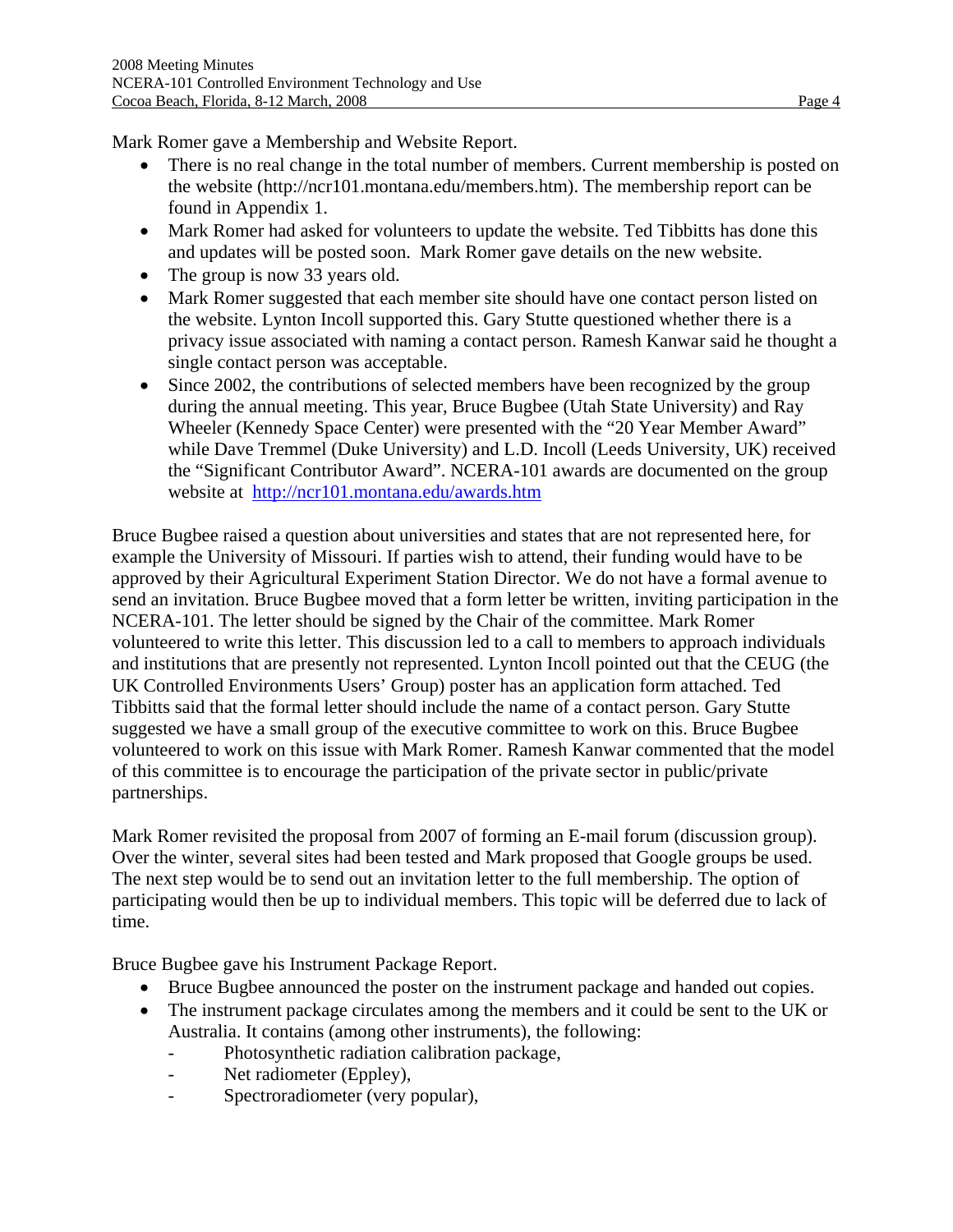Mark Romer gave a Membership and Website Report.

- There is no real change in the total number of members. Current membership is posted on the website (http://ncr101.montana.edu/members.htm). The membership report can be found in Appendix 1.
- Mark Romer had asked for volunteers to update the website. Ted Tibbitts has done this and updates will be posted soon. Mark Romer gave details on the new website.
- The group is now 33 years old.
- Mark Romer suggested that each member site should have one contact person listed on the website. Lynton Incoll supported this. Gary Stutte questioned whether there is a privacy issue associated with naming a contact person. Ramesh Kanwar said he thought a single contact person was acceptable.
- Since 2002, the contributions of selected members have been recognized by the group during the annual meeting. This year, Bruce Bugbee (Utah State University) and Ray Wheeler (Kennedy Space Center) were presented with the "20 Year Member Award" while Dave Tremmel (Duke University) and L.D. Incoll (Leeds University, UK) received the "Significant Contributor Award". NCERA-101 awards are documented on the group website at http://ncr101.montana.edu/awards.htm

Bruce Bugbee raised a question about universities and states that are not represented here, for example the University of Missouri. If parties wish to attend, their funding would have to be approved by their Agricultural Experiment Station Director. We do not have a formal avenue to send an invitation. Bruce Bugbee moved that a form letter be written, inviting participation in the NCERA-101. The letter should be signed by the Chair of the committee. Mark Romer volunteered to write this letter. This discussion led to a call to members to approach individuals and institutions that are presently not represented. Lynton Incoll pointed out that the CEUG (the UK Controlled Environments Users' Group) poster has an application form attached. Ted Tibbitts said that the formal letter should include the name of a contact person. Gary Stutte suggested we have a small group of the executive committee to work on this. Bruce Bugbee volunteered to work on this issue with Mark Romer. Ramesh Kanwar commented that the model of this committee is to encourage the participation of the private sector in public/private partnerships.

Mark Romer revisited the proposal from 2007 of forming an E-mail forum (discussion group). Over the winter, several sites had been tested and Mark proposed that Google groups be used. The next step would be to send out an invitation letter to the full membership. The option of participating would then be up to individual members. This topic will be deferred due to lack of time.

Bruce Bugbee gave his Instrument Package Report.

- Bruce Bugbee announced the poster on the instrument package and handed out copies.
- The instrument package circulates among the members and it could be sent to the UK or Australia. It contains (among other instruments), the following:
  - Photosynthetic radiation calibration package,
  - Net radiometer (Eppley),
  - Spectroradiometer (very popular),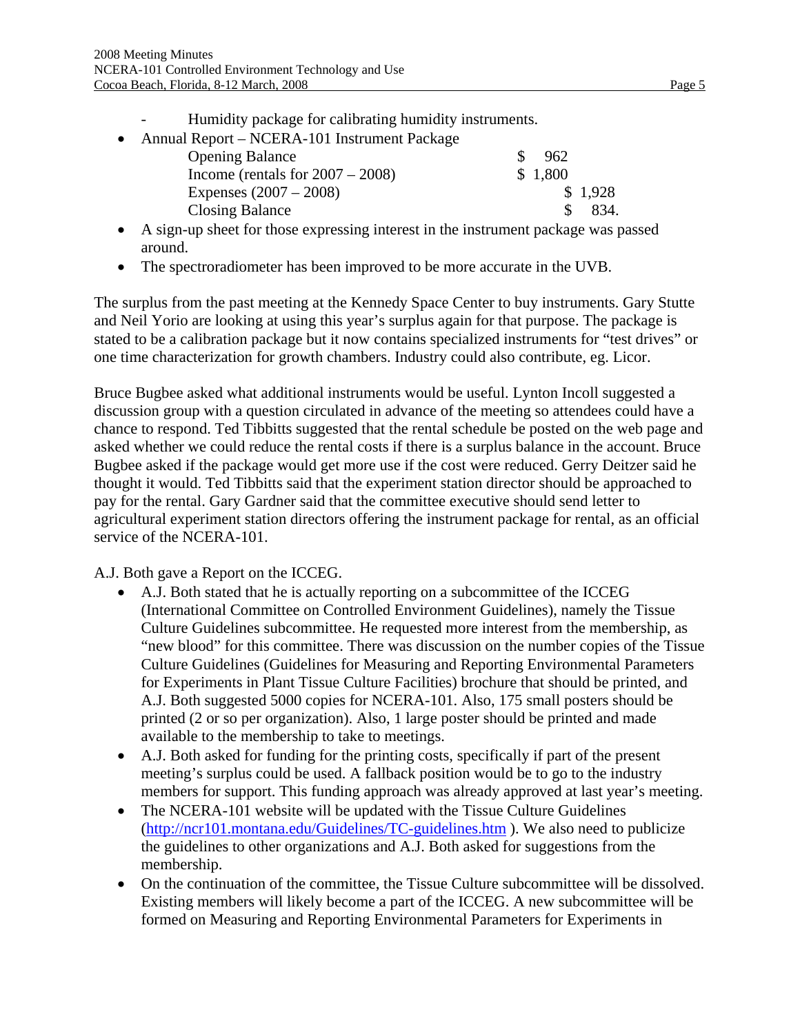- Humidity package for calibrating humidity instruments.

- Annual Report – NCERA-101 Instrument Package

| | | |
|---|---|---|
| Opening Balance | $ 962 | |
| Income (rentals for 2007 – 2008) | $ 1,800 | |
| Expenses (2007 – 2008) | | $ 1,928 |
| Closing Balance | | $ 834. |

- A sign-up sheet for those expressing interest in the instrument package was passed around.
- The spectroradiometer has been improved to be more accurate in the UVB.

The surplus from the past meeting at the Kennedy Space Center to buy instruments. Gary Stutte and Neil Yorio are looking at using this year's surplus again for that purpose. The package is stated to be a calibration package but it now contains specialized instruments for "test drives" or one time characterization for growth chambers. Industry could also contribute, eg. Licor.

Bruce Bugbee asked what additional instruments would be useful. Lynton Incoll suggested a discussion group with a question circulated in advance of the meeting so attendees could have a chance to respond. Ted Tibbitts suggested that the rental schedule be posted on the web page and asked whether we could reduce the rental costs if there is a surplus balance in the account. Bruce Bugbee asked if the package would get more use if the cost were reduced. Gerry Deitzer said he thought it would. Ted Tibbitts said that the experiment station director should be approached to pay for the rental. Gary Gardner said that the committee executive should send letter to agricultural experiment station directors offering the instrument package for rental, as an official service of the NCERA-101.

A.J. Both gave a Report on the ICCEG.

- A.J. Both stated that he is actually reporting on a subcommittee of the ICCEG (International Committee on Controlled Environment Guidelines), namely the Tissue Culture Guidelines subcommittee. He requested more interest from the membership, as "new blood" for this committee. There was discussion on the number copies of the Tissue Culture Guidelines (Guidelines for Measuring and Reporting Environmental Parameters for Experiments in Plant Tissue Culture Facilities) brochure that should be printed, and A.J. Both suggested 5000 copies for NCERA-101. Also, 175 small posters should be printed (2 or so per organization). Also, 1 large poster should be printed and made available to the membership to take to meetings.
- A.J. Both asked for funding for the printing costs, specifically if part of the present meeting's surplus could be used. A fallback position would be to go to the industry members for support. This funding approach was already approved at last year's meeting.
- The NCERA-101 website will be updated with the Tissue Culture Guidelines (http://ncr101.montana.edu/Guidelines/TC-guidelines.htm ). We also need to publicize the guidelines to other organizations and A.J. Both asked for suggestions from the membership.
- On the continuation of the committee, the Tissue Culture subcommittee will be dissolved. Existing members will likely become a part of the ICCEG. A new subcommittee will be formed on Measuring and Reporting Environmental Parameters for Experiments in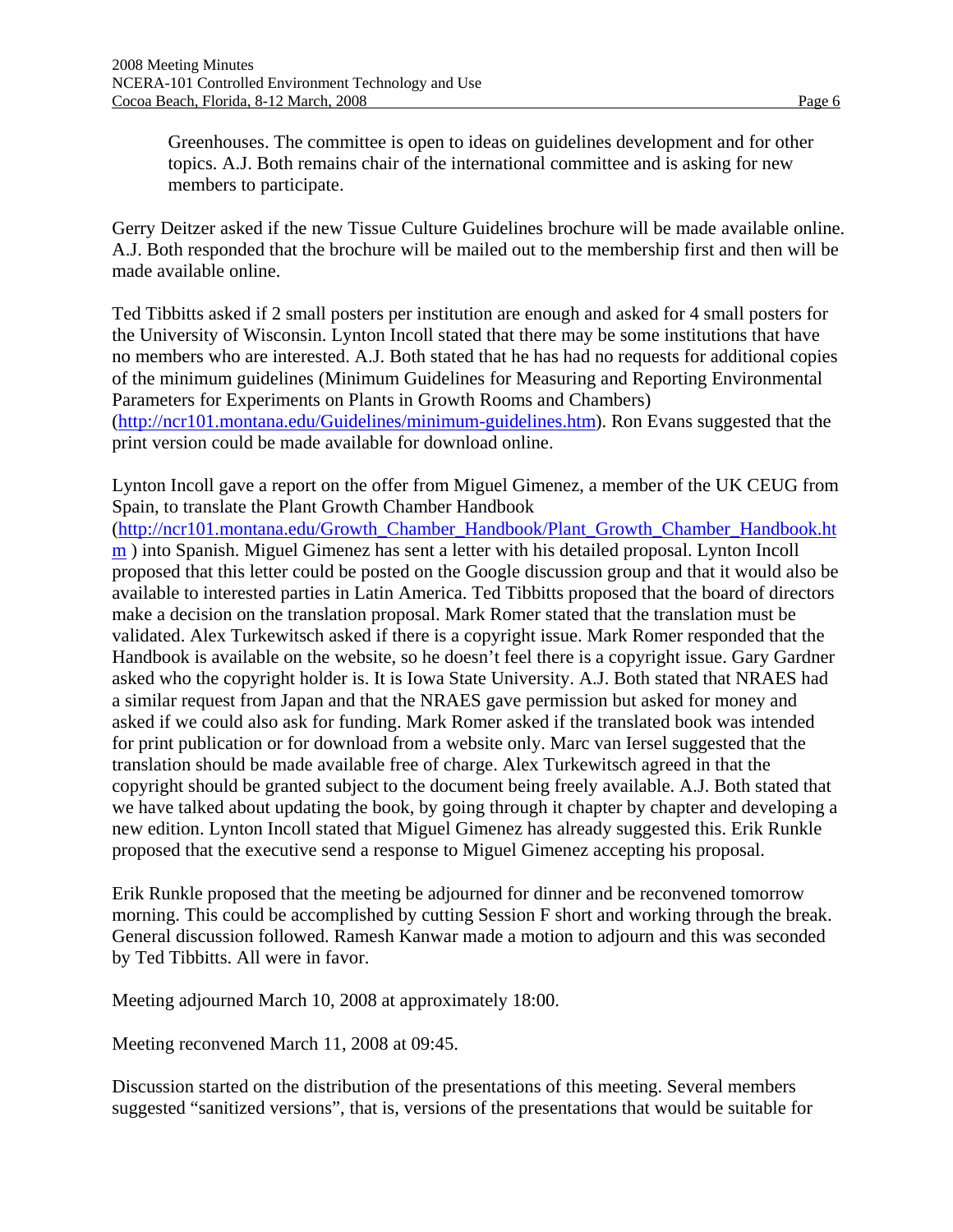Greenhouses. The committee is open to ideas on guidelines development and for other topics. A.J. Both remains chair of the international committee and is asking for new members to participate.

Gerry Deitzer asked if the new Tissue Culture Guidelines brochure will be made available online. A.J. Both responded that the brochure will be mailed out to the membership first and then will be made available online.

Ted Tibbitts asked if 2 small posters per institution are enough and asked for 4 small posters for the University of Wisconsin. Lynton Incoll stated that there may be some institutions that have no members who are interested. A.J. Both stated that he has had no requests for additional copies of the minimum guidelines (Minimum Guidelines for Measuring and Reporting Environmental Parameters for Experiments on Plants in Growth Rooms and Chambers) (http://ncr101.montana.edu/Guidelines/minimum-guidelines.htm). Ron Evans suggested that the print version could be made available for download online.

Lynton Incoll gave a report on the offer from Miguel Gimenez, a member of the UK CEUG from Spain, to translate the Plant Growth Chamber Handbook (http://ncr101.montana.edu/Growth_Chamber_Handbook/Plant_Growth_Chamber_Handbook.htm ) into Spanish. Miguel Gimenez has sent a letter with his detailed proposal. Lynton Incoll proposed that this letter could be posted on the Google discussion group and that it would also be available to interested parties in Latin America. Ted Tibbitts proposed that the board of directors make a decision on the translation proposal. Mark Romer stated that the translation must be validated. Alex Turkewitsch asked if there is a copyright issue. Mark Romer responded that the Handbook is available on the website, so he doesn't feel there is a copyright issue. Gary Gardner asked who the copyright holder is. It is Iowa State University. A.J. Both stated that NRAES had a similar request from Japan and that the NRAES gave permission but asked for money and asked if we could also ask for funding. Mark Romer asked if the translated book was intended for print publication or for download from a website only. Marc van Iersel suggested that the translation should be made available free of charge. Alex Turkewitsch agreed in that the copyright should be granted subject to the document being freely available. A.J. Both stated that we have talked about updating the book, by going through it chapter by chapter and developing a new edition. Lynton Incoll stated that Miguel Gimenez has already suggested this. Erik Runkle proposed that the executive send a response to Miguel Gimenez accepting his proposal.

Erik Runkle proposed that the meeting be adjourned for dinner and be reconvened tomorrow morning. This could be accomplished by cutting Session F short and working through the break. General discussion followed. Ramesh Kanwar made a motion to adjourn and this was seconded by Ted Tibbitts. All were in favor.

Meeting adjourned March 10, 2008 at approximately 18:00.

Meeting reconvened March 11, 2008 at 09:45.

Discussion started on the distribution of the presentations of this meeting. Several members suggested "sanitized versions", that is, versions of the presentations that would be suitable for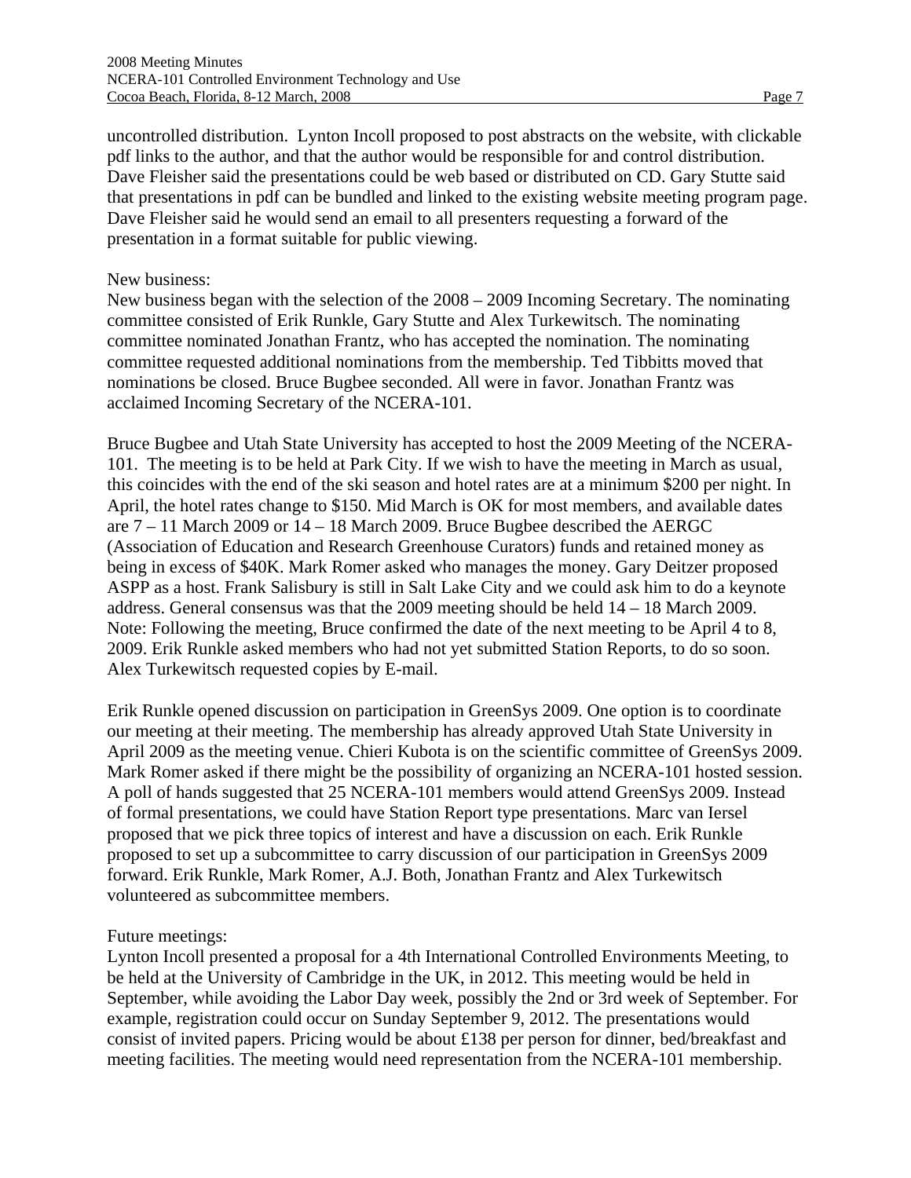uncontrolled distribution. Lynton Incoll proposed to post abstracts on the website, with clickable pdf links to the author, and that the author would be responsible for and control distribution. Dave Fleisher said the presentations could be web based or distributed on CD. Gary Stutte said that presentations in pdf can be bundled and linked to the existing website meeting program page. Dave Fleisher said he would send an email to all presenters requesting a forward of the presentation in a format suitable for public viewing.

New business:

New business began with the selection of the 2008 – 2009 Incoming Secretary. The nominating committee consisted of Erik Runkle, Gary Stutte and Alex Turkewitsch. The nominating committee nominated Jonathan Frantz, who has accepted the nomination. The nominating committee requested additional nominations from the membership. Ted Tibbitts moved that nominations be closed. Bruce Bugbee seconded. All were in favor. Jonathan Frantz was acclaimed Incoming Secretary of the NCERA-101.

Bruce Bugbee and Utah State University has accepted to host the 2009 Meeting of the NCERA-101. The meeting is to be held at Park City. If we wish to have the meeting in March as usual, this coincides with the end of the ski season and hotel rates are at a minimum $200 per night. In April, the hotel rates change to $150. Mid March is OK for most members, and available dates are 7 – 11 March 2009 or 14 – 18 March 2009. Bruce Bugbee described the AERGC (Association of Education and Research Greenhouse Curators) funds and retained money as being in excess of $40K. Mark Romer asked who manages the money. Gary Deitzer proposed ASPP as a host. Frank Salisbury is still in Salt Lake City and we could ask him to do a keynote address. General consensus was that the 2009 meeting should be held 14 – 18 March 2009. Note: Following the meeting, Bruce confirmed the date of the next meeting to be April 4 to 8, 2009. Erik Runkle asked members who had not yet submitted Station Reports, to do so soon. Alex Turkewitsch requested copies by E-mail.

Erik Runkle opened discussion on participation in GreenSys 2009. One option is to coordinate our meeting at their meeting. The membership has already approved Utah State University in April 2009 as the meeting venue. Chieri Kubota is on the scientific committee of GreenSys 2009. Mark Romer asked if there might be the possibility of organizing an NCERA-101 hosted session. A poll of hands suggested that 25 NCERA-101 members would attend GreenSys 2009. Instead of formal presentations, we could have Station Report type presentations. Marc van Iersel proposed that we pick three topics of interest and have a discussion on each. Erik Runkle proposed to set up a subcommittee to carry discussion of our participation in GreenSys 2009 forward. Erik Runkle, Mark Romer, A.J. Both, Jonathan Frantz and Alex Turkewitsch volunteered as subcommittee members.

Future meetings:

Lynton Incoll presented a proposal for a 4th International Controlled Environments Meeting, to be held at the University of Cambridge in the UK, in 2012. This meeting would be held in September, while avoiding the Labor Day week, possibly the 2nd or 3rd week of September. For example, registration could occur on Sunday September 9, 2012. The presentations would consist of invited papers. Pricing would be about £138 per person for dinner, bed/breakfast and meeting facilities. The meeting would need representation from the NCERA-101 membership.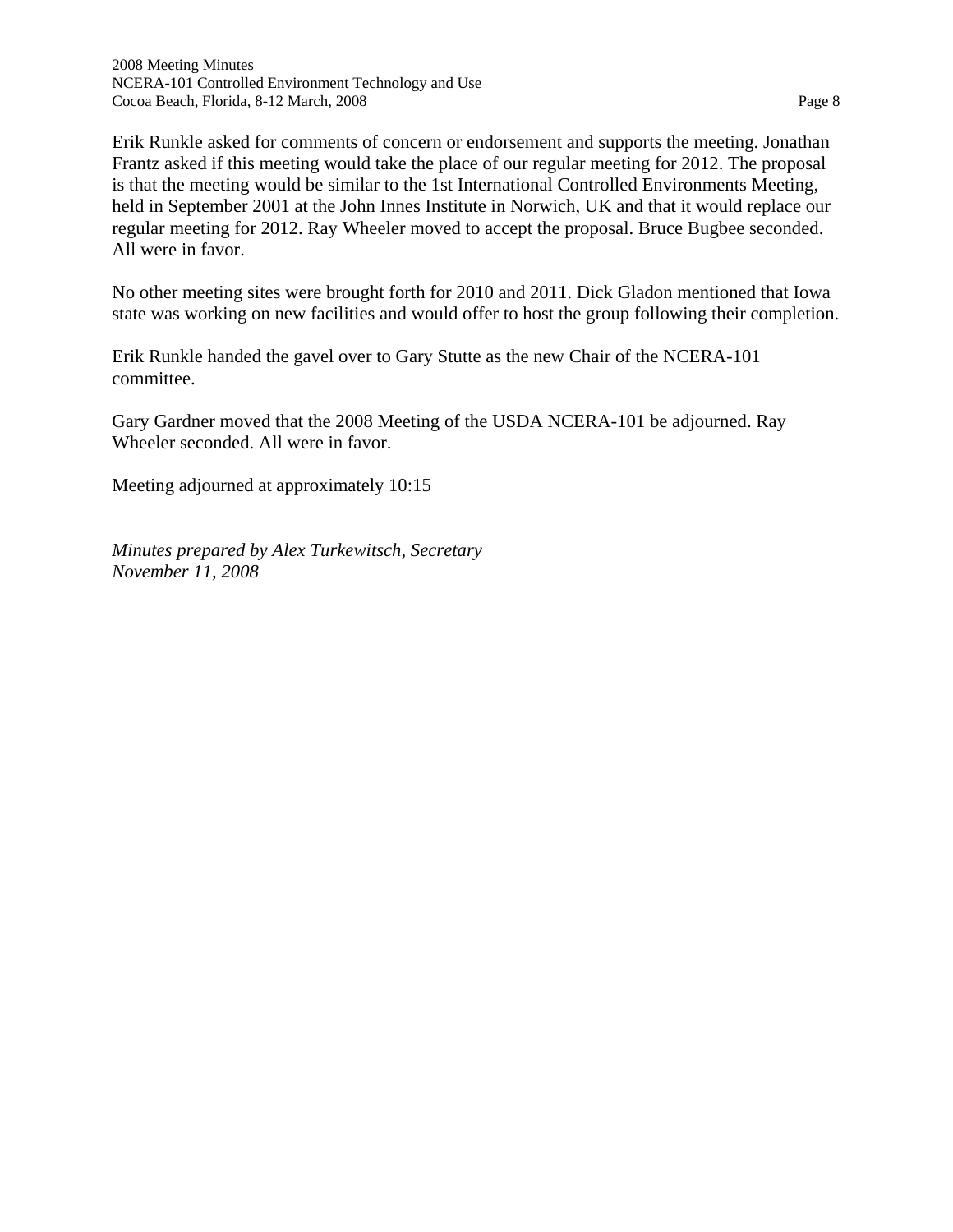Erik Runkle asked for comments of concern or endorsement and supports the meeting. Jonathan Frantz asked if this meeting would take the place of our regular meeting for 2012. The proposal is that the meeting would be similar to the 1st International Controlled Environments Meeting, held in September 2001 at the John Innes Institute in Norwich, UK and that it would replace our regular meeting for 2012. Ray Wheeler moved to accept the proposal. Bruce Bugbee seconded. All were in favor.

No other meeting sites were brought forth for 2010 and 2011. Dick Gladon mentioned that Iowa state was working on new facilities and would offer to host the group following their completion.

Erik Runkle handed the gavel over to Gary Stutte as the new Chair of the NCERA-101 committee.

Gary Gardner moved that the 2008 Meeting of the USDA NCERA-101 be adjourned. Ray Wheeler seconded. All were in favor.

Meeting adjourned at approximately 10:15

*Minutes prepared by Alex Turkewitsch, Secretary*
*November 11, 2008*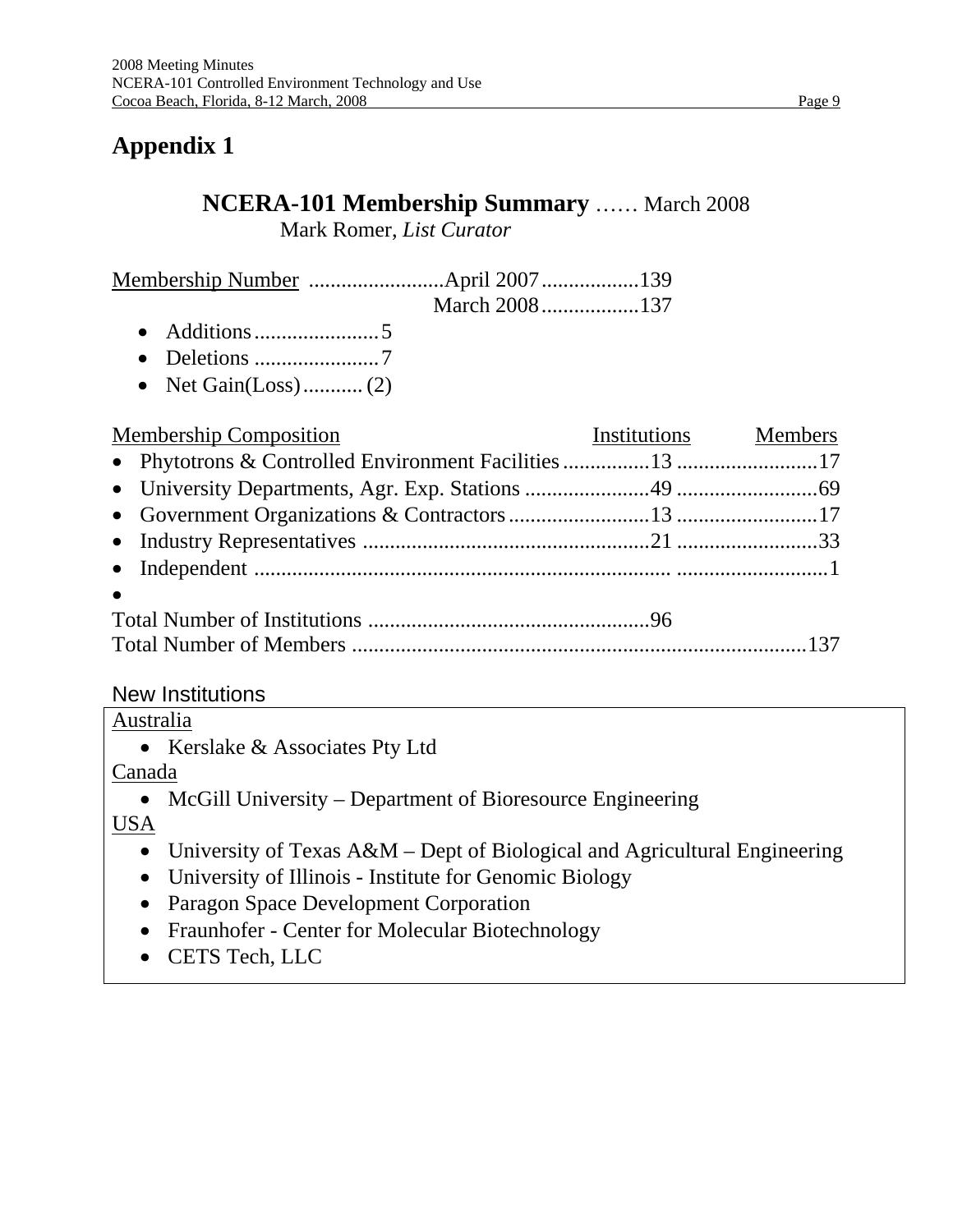# Appendix 1

## NCERA-101 Membership Summary …… March 2008

Mark Romer, *List Curator*

| Membership Number | | |
|---|---|---|
| | April 2007 | 139 |
| | March 2008 | 137 |

- Additions ....................... 5
- Deletions ....................... 7
- Net Gain(Loss) ........... (2)

| Membership Composition | Institutions | Members |
|---|---|---|
| • Phytotrons & Controlled Environment Facilities | 13 | 17 |
| • University Departments, Agr. Exp. Stations | 49 | 69 |
| • Government Organizations & Contractors | 13 | 17 |
| • Industry Representatives | 21 | 33 |
| • Independent | | 1 |
| • | | |
| Total Number of Institutions | 96 | |
| Total Number of Members | | 137 |

New Institutions

Australia

- Kerslake & Associates Pty Ltd

Canada

- McGill University – Department of Bioresource Engineering

USA

- University of Texas A&M – Dept of Biological and Agricultural Engineering
- University of Illinois - Institute for Genomic Biology
- Paragon Space Development Corporation
- Fraunhofer - Center for Molecular Biotechnology
- CETS Tech, LLC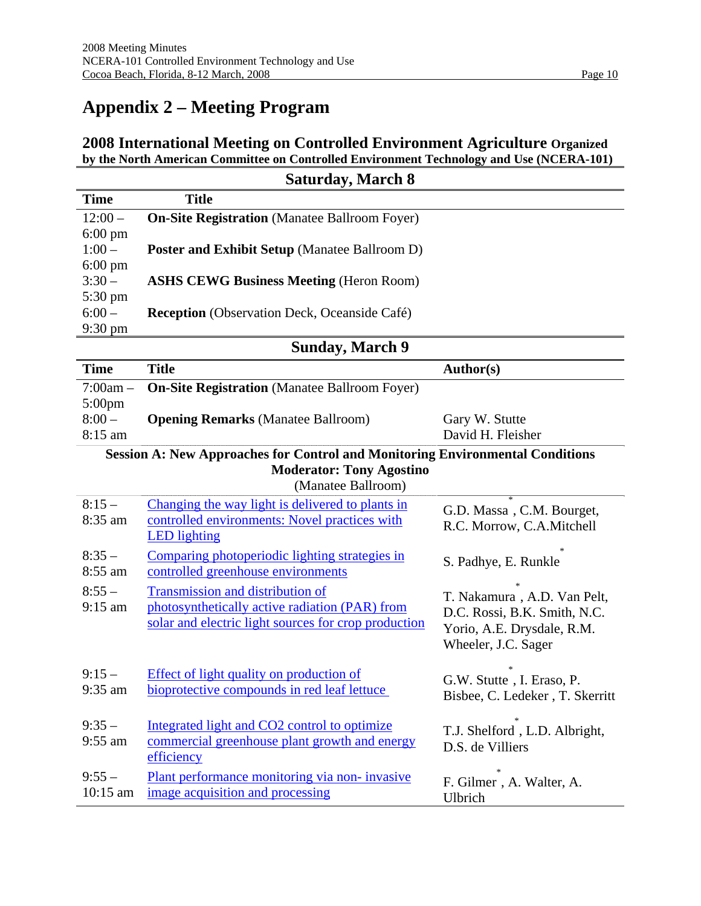# Appendix 2 – Meeting Program

## 2008 International Meeting on Controlled Environment Agriculture Organized by the North American Committee on Controlled Environment Technology and Use (NCERA-101)

### Saturday, March 8

| Time | Title |
|---|---|
| 12:00 – 6:00 pm | **On-Site Registration** (Manatee Ballroom Foyer) |
| 1:00 – 6:00 pm | **Poster and Exhibit Setup** (Manatee Ballroom D) |
| 3:30 – 5:30 pm | **ASHS CEWG Business Meeting** (Heron Room) |
| 6:00 – 9:30 pm | **Reception** (Observation Deck, Oceanside Café) |

### Sunday, March 9

| Time | Title | Author(s) |
|---|---|---|
| 7:00am – 5:00pm | **On-Site Registration** (Manatee Ballroom Foyer) | |
| 8:00 – 8:15 am | **Opening Remarks** (Manatee Ballroom) | Gary W. Stutte<br>David H. Fleisher |
| | **Session A: New Approaches for Control and Monitoring Environmental Conditions**<br>**Moderator: Tony Agostino**<br>(Manatee Ballroom) | |
| 8:15 – 8:35 am | Changing the way light is delivered to plants in controlled environments: Novel practices with LED lighting | G.D. Massa*, C.M. Bourget, R.C. Morrow, C.A.Mitchell |
| 8:35 – 8:55 am | Comparing photoperiodic lighting strategies in controlled greenhouse environments | S. Padhye, E. Runkle* |
| 8:55 – 9:15 am | Transmission and distribution of photosynthetically active radiation (PAR) from solar and electric light sources for crop production | T. Nakamura*, A.D. Van Pelt, D.C. Rossi, B.K. Smith, N.C. Yorio, A.E. Drysdale, R.M. Wheeler, J.C. Sager |
| 9:15 – 9:35 am | Effect of light quality on production of bioprotective compounds in red leaf lettuce | G.W. Stutte*, I. Eraso, P. Bisbee, C. Ledeker , T. Skerritt |
| 9:35 – 9:55 am | Integrated light and CO2 control to optimize commercial greenhouse plant growth and energy efficiency | T.J. Shelford*, L.D. Albright, D.S. de Villiers |
| 9:55 – 10:15 am | Plant performance monitoring via non- invasive image acquisition and processing | F. Gilmer*, A. Walter, A. Ulbrich |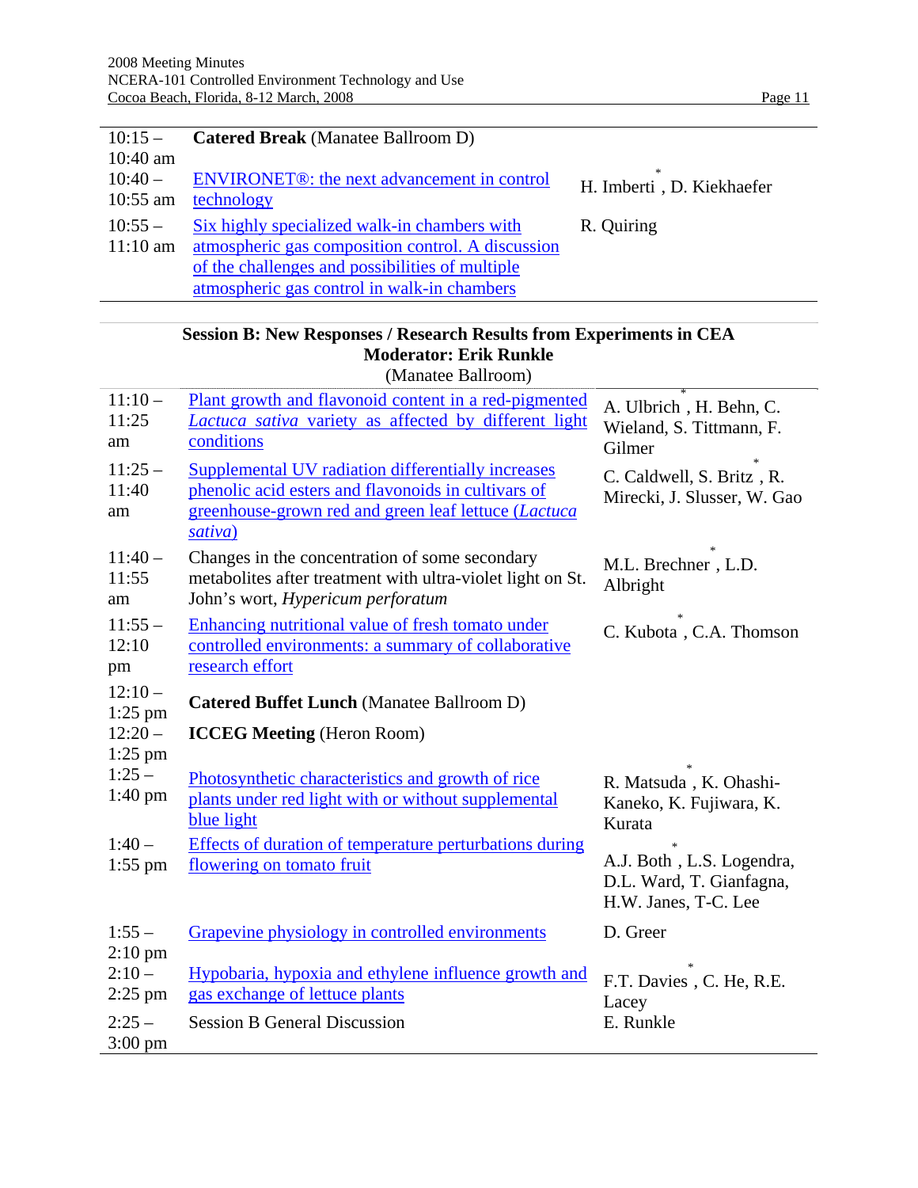| | | |
|---|---|---|
| 10:15 – 10:40 am | **Catered Break** (Manatee Ballroom D) | |
| 10:40 – 10:55 am | ENVIRONET®: the next advancement in control technology | H. Imberti*, D. Kiekhaefer |
| 10:55 – 11:10 am | Six highly specialized walk-in chambers with atmospheric gas composition control. A discussion of the challenges and possibilities of multiple atmospheric gas control in walk-in chambers | R. Quiring |

**Session B: New Responses / Research Results from Experiments in CEA**
**Moderator: Erik Runkle**
(Manatee Ballroom)

| | | |
|---|---|---|
| 11:10 – 11:25 am | Plant growth and flavonoid content in a red-pigmented *Lactuca sativa* variety as affected by different light conditions | A. Ulbrich*, H. Behn, C. Wieland, S. Tittmann, F. Gilmer |
| 11:25 – 11:40 am | Supplemental UV radiation differentially increases phenolic acid esters and flavonoids in cultivars of greenhouse-grown red and green leaf lettuce (*Lactuca sativa*) | C. Caldwell, S. Britz*, R. Mirecki, J. Slusser, W. Gao |
| 11:40 – 11:55 am | Changes in the concentration of some secondary metabolites after treatment with ultra-violet light on St. John's wort, *Hypericum perforatum* | M.L. Brechner*, L.D. Albright |
| 11:55 – 12:10 pm | Enhancing nutritional value of fresh tomato under controlled environments: a summary of collaborative research effort | C. Kubota*, C.A. Thomson |
| 12:10 – 1:25 pm | **Catered Buffet Lunch** (Manatee Ballroom D) | |
| 12:20 – 1:25 pm | **ICCEG Meeting** (Heron Room) | |
| 1:25 – 1:40 pm | Photosynthetic characteristics and growth of rice plants under red light with or without supplemental blue light | R. Matsuda*, K. Ohashi-Kaneko, K. Fujiwara, K. Kurata |
| 1:40 – 1:55 pm | Effects of duration of temperature perturbations during flowering on tomato fruit | A.J. Both*, L.S. Logendra, D.L. Ward, T. Gianfagna, H.W. Janes, T-C. Lee |
| 1:55 – 2:10 pm | Grapevine physiology in controlled environments | D. Greer |
| 2:10 – 2:25 pm | Hypobaria, hypoxia and ethylene influence growth and gas exchange of lettuce plants | F.T. Davies*, C. He, R.E. Lacey |
| 2:25 – 3:00 pm | Session B General Discussion | E. Runkle |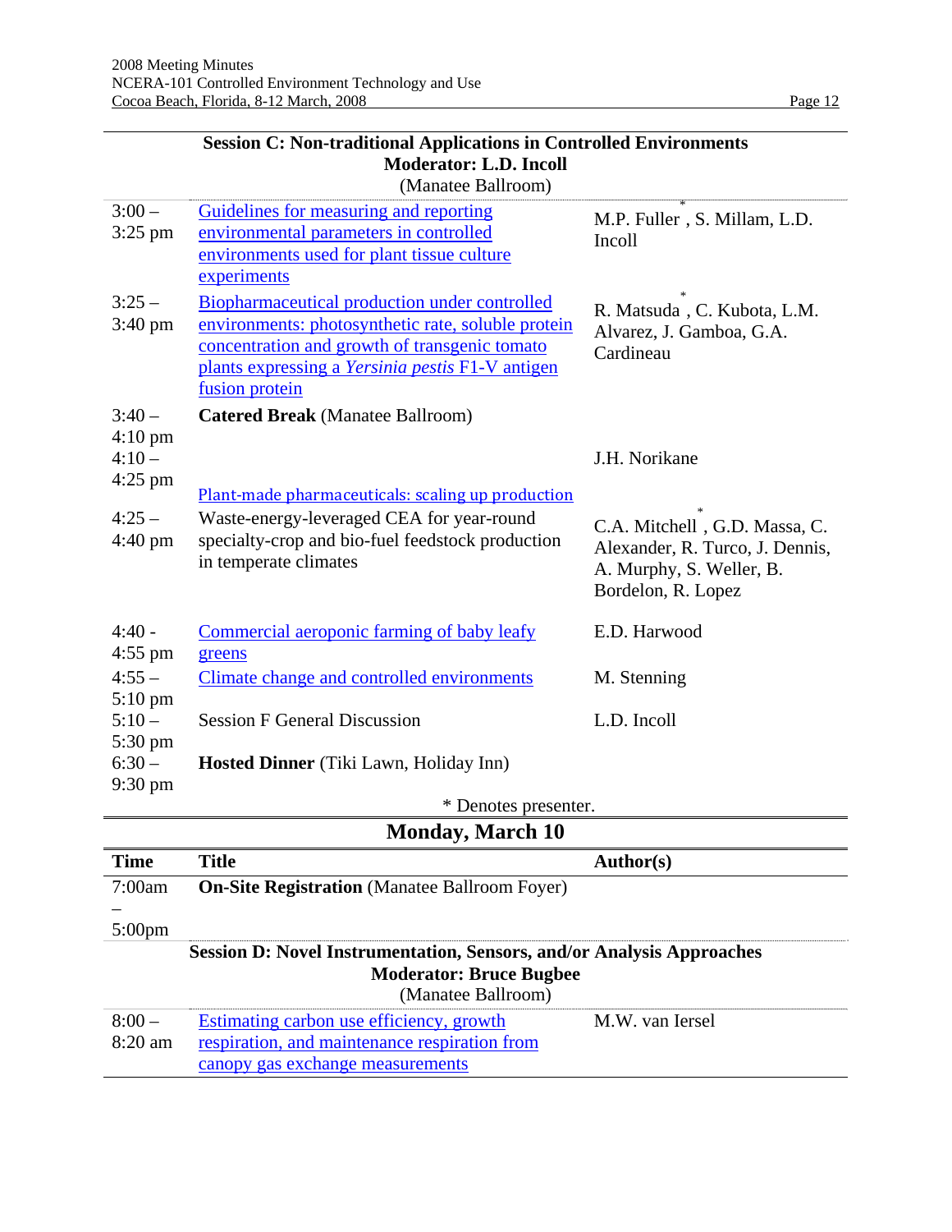### Session C: Non-traditional Applications in Controlled Environments
**Moderator: L.D. Incoll**
(Manatee Ballroom)

| | | |
|---|---|---|
| 3:00 – 3:25 pm | Guidelines for measuring and reporting environmental parameters in controlled environments used for plant tissue culture experiments | M.P. Fuller*, S. Millam, L.D. Incoll |
| 3:25 – 3:40 pm | Biopharmaceutical production under controlled environments: photosynthetic rate, soluble protein concentration and growth of transgenic tomato plants expressing a *Yersinia pestis* F1-V antigen fusion protein | R. Matsuda*, C. Kubota, L.M. Alvarez, J. Gamboa, G.A. Cardineau |
| 3:40 – 4:10 pm | **Catered Break** (Manatee Ballroom) | |
| 4:10 – 4:25 pm | Plant-made pharmaceuticals: scaling up production | J.H. Norikane |
| 4:25 – 4:40 pm | Waste-energy-leveraged CEA for year-round specialty-crop and bio-fuel feedstock production in temperate climates | C.A. Mitchell*, G.D. Massa, C. Alexander, R. Turco, J. Dennis, A. Murphy, S. Weller, B. Bordelon, R. Lopez |
| 4:40 - 4:55 pm | Commercial aeroponic farming of baby leafy greens | E.D. Harwood |
| 4:55 – 5:10 pm | Climate change and controlled environments | M. Stenning |
| 5:10 – 5:30 pm | Session F General Discussion | L.D. Incoll |
| 6:30 – 9:30 pm | **Hosted Dinner** (Tiki Lawn, Holiday Inn) | |

\* Denotes presenter.

## Monday, March 10

| Time | Title | Author(s) |
|---|---|---|
| 7:00am – 5:00pm | **On-Site Registration** (Manatee Ballroom Foyer) | |

### Session D: Novel Instrumentation, Sensors, and/or Analysis Approaches
**Moderator: Bruce Bugbee**
(Manatee Ballroom)

| | | |
|---|---|---|
| 8:00 – 8:20 am | Estimating carbon use efficiency, growth respiration, and maintenance respiration from canopy gas exchange measurements | M.W. van Iersel |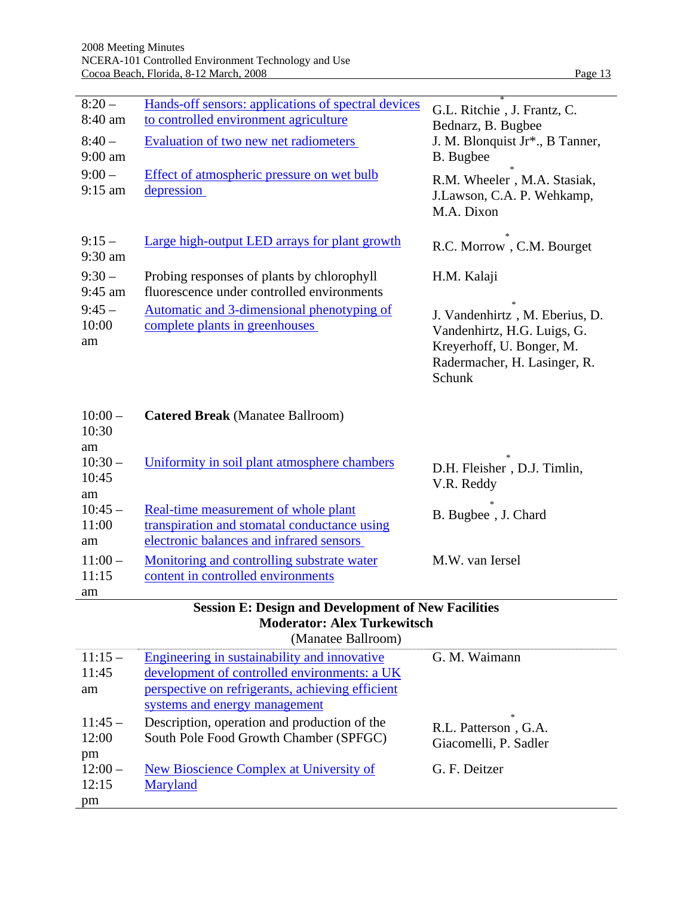| | | |
|---|---|---|
| 8:20 – 8:40 am | Hands-off sensors: applications of spectral devices to controlled environment agriculture | G.L. Ritchie*, J. Frantz, C. Bednarz, B. Bugbee |
| 8:40 – 9:00 am | Evaluation of two new net radiometers | J. M. Blonquist Jr*., B Tanner, B. Bugbee |
| 9:00 – 9:15 am | Effect of atmospheric pressure on wet bulb depression | R.M. Wheeler*, M.A. Stasiak, J.Lawson, C.A. P. Wehkamp, M.A. Dixon |
| 9:15 – 9:30 am | Large high-output LED arrays for plant growth | R.C. Morrow*, C.M. Bourget |
| 9:30 – 9:45 am | Probing responses of plants by chlorophyll fluorescence under controlled environments | H.M. Kalaji |
| 9:45 – 10:00 am | Automatic and 3-dimensional phenotyping of complete plants in greenhouses | J. Vandenhirtz*, M. Eberius, D. Vandenhirtz, H.G. Luigs, G. Kreyerhoff, U. Bonger, M. Radermacher, H. Lasinger, R. Schunk |
| 10:00 – 10:30 am | **Catered Break** (Manatee Ballroom) | |
| 10:30 – 10:45 am | Uniformity in soil plant atmosphere chambers | D.H. Fleisher*, D.J. Timlin, V.R. Reddy |
| 10:45 – 11:00 am | Real-time measurement of whole plant transpiration and stomatal conductance using electronic balances and infrared sensors | B. Bugbee*, J. Chard |
| 11:00 – 11:15 am | Monitoring and controlling substrate water content in controlled environments | M.W. van Iersel |

**Session E: Design and Development of New Facilities**
**Moderator: Alex Turkewitsch**
(Manatee Ballroom)

| | | |
|---|---|---|
| 11:15 – 11:45 am | Engineering in sustainability and innovative development of controlled environments: a UK perspective on refrigerants, achieving efficient systems and energy management | G. M. Waimann |
| 11:45 – 12:00 pm | Description, operation and production of the South Pole Food Growth Chamber (SPFGC) | R.L. Patterson*, G.A. Giacomelli, P. Sadler |
| 12:00 – 12:15 pm | New Bioscience Complex at University of Maryland | G. F. Deitzer |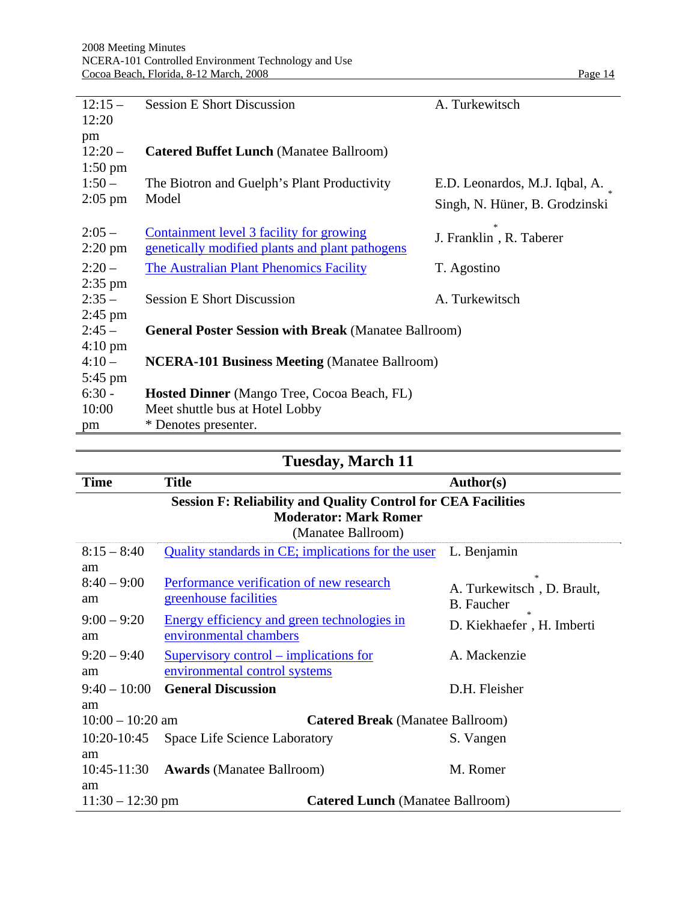| | | |
|---|---|---|
| 12:15 – 12:20 pm | Session E Short Discussion | A. Turkewitsch |
| 12:20 – 1:50 pm | **Catered Buffet Lunch** (Manatee Ballroom) | |
| 1:50 – 2:05 pm | The Biotron and Guelph's Plant Productivity Model | E.D. Leonardos, M.J. Iqbal, A. Singh, N. Hüner, B. Grodzinski* |
| 2:05 – 2:20 pm | Containment level 3 facility for growing genetically modified plants and plant pathogens | J. Franklin*, R. Taberer |
| 2:20 – 2:35 pm | The Australian Plant Phenomics Facility | T. Agostino |
| 2:35 – 2:45 pm | Session E Short Discussion | A. Turkewitsch |
| 2:45 – 4:10 pm | **General Poster Session with Break** (Manatee Ballroom) | |
| 4:10 – 5:45 pm | **NCERA-101 Business Meeting** (Manatee Ballroom) | |
| 6:30 - 10:00 pm | **Hosted Dinner** (Mango Tree, Cocoa Beach, FL)<br>Meet shuttle bus at Hotel Lobby<br>* Denotes presenter. | |

## Tuesday, March 11

| Time | Title | Author(s) |
|---|---|---|
| | **Session F: Reliability and Quality Control for CEA Facilities**<br>**Moderator: Mark Romer**<br>(Manatee Ballroom) | |
| 8:15 – 8:40 am | Quality standards in CE; implications for the user | L. Benjamin |
| 8:40 – 9:00 am | Performance verification of new research greenhouse facilities | A. Turkewitsch*, D. Brault, B. Faucher |
| 9:00 – 9:20 am | Energy efficiency and green technologies in environmental chambers | D. Kiekhaefer*, H. Imberti |
| 9:20 – 9:40 am | Supervisory control – implications for environmental control systems | A. Mackenzie |
| 9:40 – 10:00 am | **General Discussion** | D.H. Fleisher |
| 10:00 – 10:20 am | **Catered Break** (Manatee Ballroom) | |
| 10:20-10:45 am | Space Life Science Laboratory | S. Vangen |
| 10:45-11:30 am | **Awards** (Manatee Ballroom) | M. Romer |
| 11:30 – 12:30 pm | **Catered Lunch** (Manatee Ballroom) | |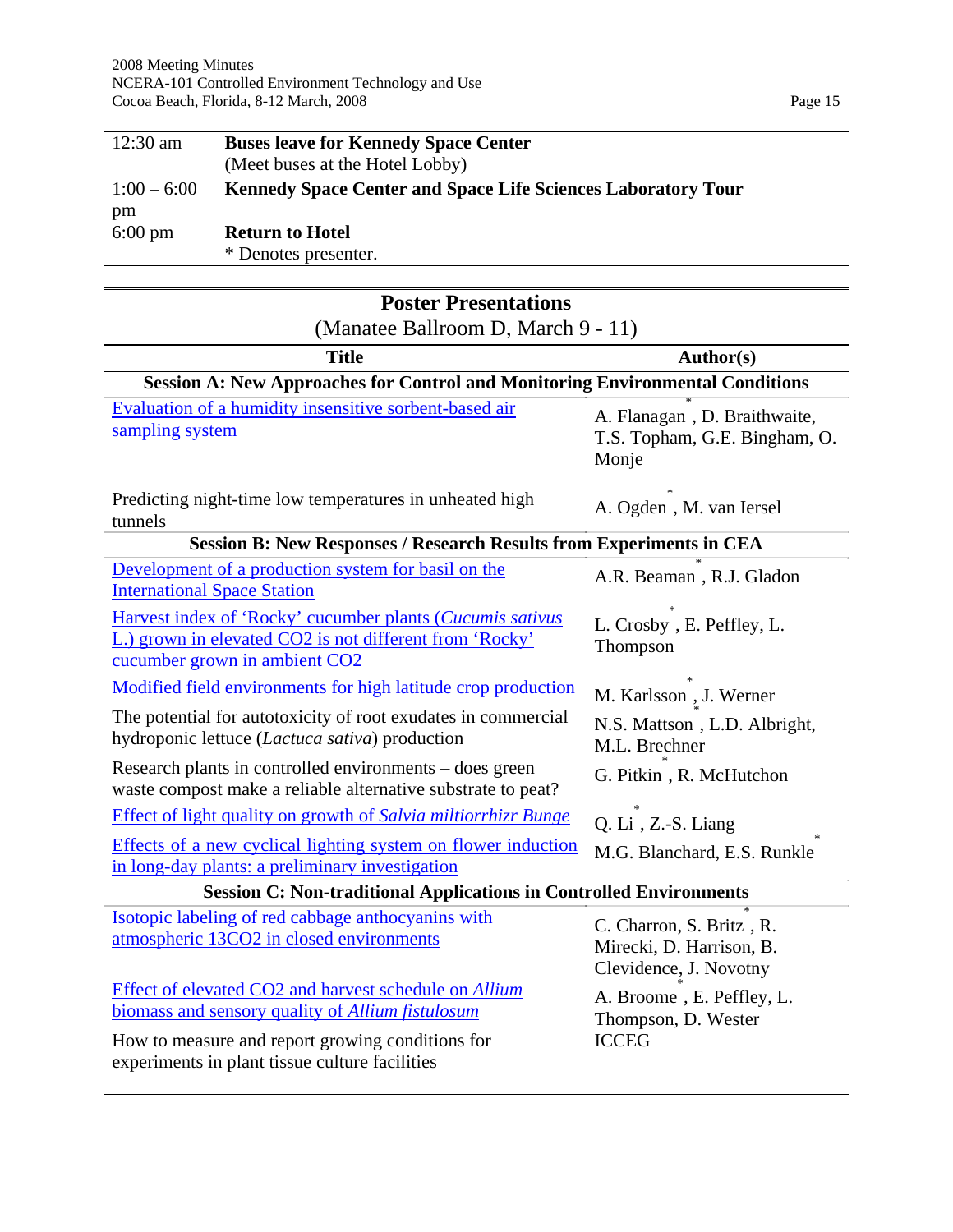| | |
|---|---|
| 12:30 am | **Buses leave for Kennedy Space Center** (Meet buses at the Hotel Lobby) |
| 1:00 – 6:00 pm | **Kennedy Space Center and Space Life Sciences Laboratory Tour** |
| 6:00 pm | **Return to Hotel** * Denotes presenter. |

## Poster Presentations

(Manatee Ballroom D, March 9 - 11)

| Title | Author(s) |
|---|---|
| **Session A: New Approaches for Control and Monitoring Environmental Conditions** | |
| Evaluation of a humidity insensitive sorbent-based air sampling system | A. Flanagan*, D. Braithwaite, T.S. Topham, G.E. Bingham, O. Monje |
| Predicting night-time low temperatures in unheated high tunnels | A. Ogden*, M. van Iersel |
| **Session B: New Responses / Research Results from Experiments in CEA** | |
| Development of a production system for basil on the International Space Station | A.R. Beaman*, R.J. Gladon |
| Harvest index of 'Rocky' cucumber plants (*Cucumis sativus* L.) grown in elevated CO2 is not different from 'Rocky' cucumber grown in ambient CO2 | L. Crosby*, E. Peffley, L. Thompson |
| Modified field environments for high latitude crop production | M. Karlsson*, J. Werner |
| The potential for autotoxicity of root exudates in commercial hydroponic lettuce (*Lactuca sativa*) production | N.S. Mattson*, L.D. Albright, M.L. Brechner |
| Research plants in controlled environments – does green waste compost make a reliable alternative substrate to peat? | G. Pitkin*, R. McHutchon |
| Effect of light quality on growth of *Salvia miltiorrhizr Bunge* | Q. Li*, Z.-S. Liang |
| Effects of a new cyclical lighting system on flower induction in long-day plants: a preliminary investigation | M.G. Blanchard, E.S. Runkle* |
| **Session C: Non-traditional Applications in Controlled Environments** | |
| Isotopic labeling of red cabbage anthocyanins with atmospheric 13CO2 in closed environments | C. Charron, S. Britz*, R. Mirecki, D. Harrison, B. Clevidence, J. Novotny |
| Effect of elevated CO2 and harvest schedule on *Allium* biomass and sensory quality of *Allium fistulosum* | A. Broome*, E. Peffley, L. Thompson, D. Wester |
| How to measure and report growing conditions for experiments in plant tissue culture facilities | ICCEG |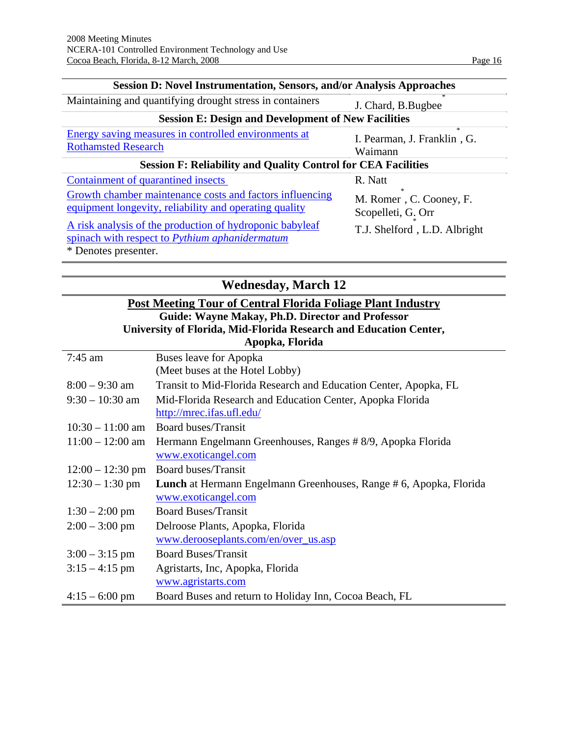| Session D: Novel Instrumentation, Sensors, and/or Analysis Approaches | |
|---|---|
| Maintaining and quantifying drought stress in containers | J. Chard, B.Bugbee* |
| **Session E: Design and Development of New Facilities** | |
| Energy saving measures in controlled environments at Rothamsted Research | I. Pearman, J. Franklin*, G. Waimann |
| **Session F: Reliability and Quality Control for CEA Facilities** | |
| Containment of quarantined insects | R. Natt |
| Growth chamber maintenance costs and factors influencing equipment longevity, reliability and operating quality | M. Romer*, C. Cooney, F. Scopelleti, G. Orr |
| A risk analysis of the production of hydroponic babyleaf spinach with respect to *Pythium aphanidermatum* | T.J. Shelford*, L.D. Albright |

\* Denotes presenter.

## Wednesday, March 12

### Post Meeting Tour of Central Florida Foliage Plant Industry

**Guide: Wayne Makay, Ph.D. Director and Professor**
**University of Florida, Mid-Florida Research and Education Center, Apopka, Florida**

| | |
|---|---|
| 7:45 am | Buses leave for Apopka (Meet buses at the Hotel Lobby) |
| 8:00 – 9:30 am | Transit to Mid-Florida Research and Education Center, Apopka, FL |
| 9:30 – 10:30 am | Mid-Florida Research and Education Center, Apopka Florida http://mrec.ifas.ufl.edu/ |
| 10:30 – 11:00 am | Board buses/Transit |
| 11:00 – 12:00 am | Hermann Engelmann Greenhouses, Ranges # 8/9, Apopka Florida www.exoticangel.com |
| 12:00 – 12:30 pm | Board buses/Transit |
| 12:30 – 1:30 pm | **Lunch** at Hermann Engelmann Greenhouses, Range # 6, Apopka, Florida www.exoticangel.com |
| 1:30 – 2:00 pm | Board Buses/Transit |
| 2:00 – 3:00 pm | Delroose Plants, Apopka, Florida www.derooseplants.com/en/over_us.asp |
| 3:00 – 3:15 pm | Board Buses/Transit |
| 3:15 – 4:15 pm | Agristarts, Inc, Apopka, Florida www.agristarts.com |
| 4:15 – 6:00 pm | Board Buses and return to Holiday Inn, Cocoa Beach, FL |